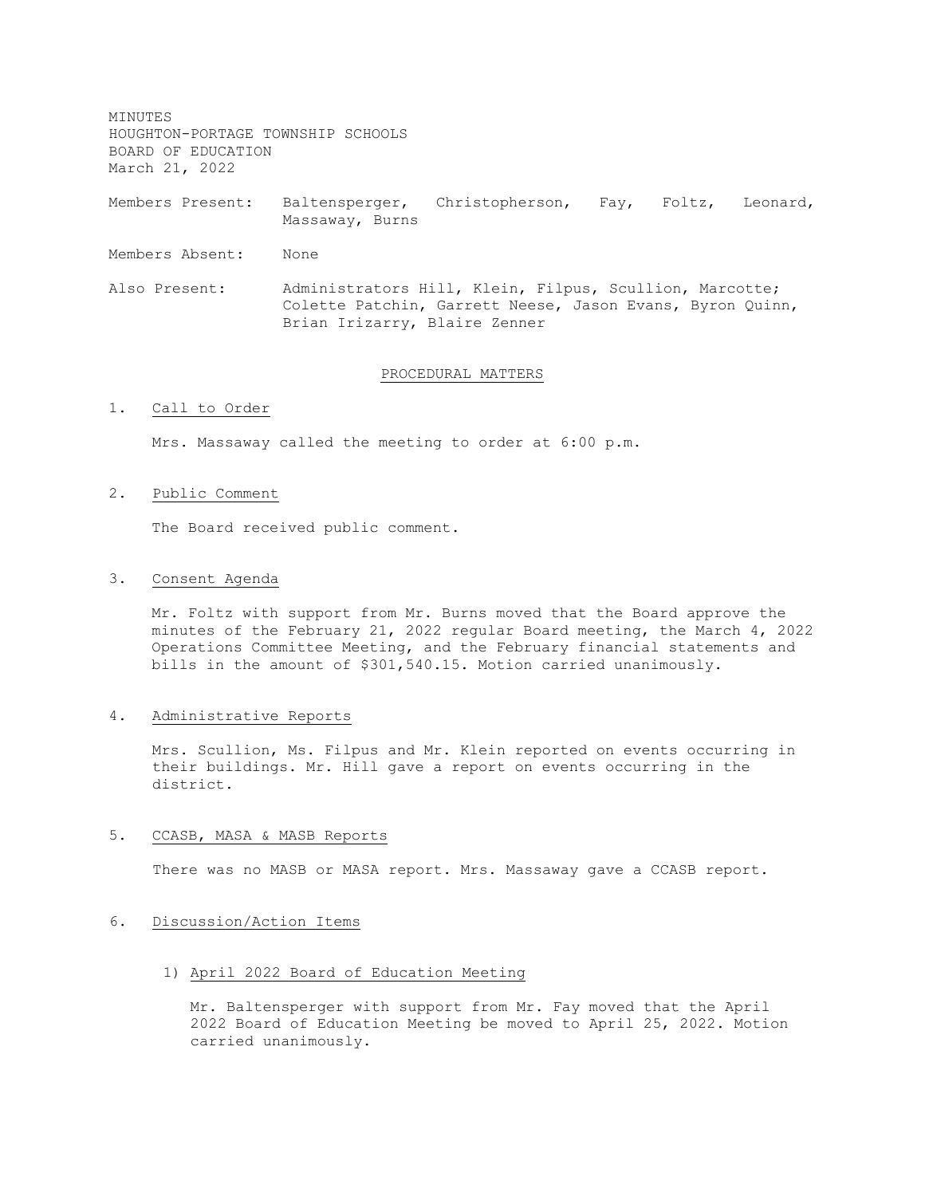MINUTES
HOUGHTON-PORTAGE TOWNSHIP SCHOOLS
BOARD OF EDUCATION
March 21, 2022

Members Present: Baltensperger, Christopherson, Fay, Foltz, Leonard, Massaway, Burns

Members Absent: None

Also Present: Administrators Hill, Klein, Filpus, Scullion, Marcotte; Colette Patchin, Garrett Neese, Jason Evans, Byron Quinn, Brian Irizarry, Blaire Zenner

## PROCEDURAL MATTERS

1. Call to Order

   Mrs. Massaway called the meeting to order at 6:00 p.m.

2. Public Comment

   The Board received public comment.

3. Consent Agenda

   Mr. Foltz with support from Mr. Burns moved that the Board approve the minutes of the February 21, 2022 regular Board meeting, the March 4, 2022 Operations Committee Meeting, and the February financial statements and bills in the amount of $301,540.15. Motion carried unanimously.

4. Administrative Reports

   Mrs. Scullion, Ms. Filpus and Mr. Klein reported on events occurring in their buildings. Mr. Hill gave a report on events occurring in the district.

5. CCASB, MASA & MASB Reports

   There was no MASB or MASA report. Mrs. Massaway gave a CCASB report.

6. Discussion/Action Items

   1) April 2022 Board of Education Meeting

      Mr. Baltensperger with support from Mr. Fay moved that the April 2022 Board of Education Meeting be moved to April 25, 2022. Motion carried unanimously.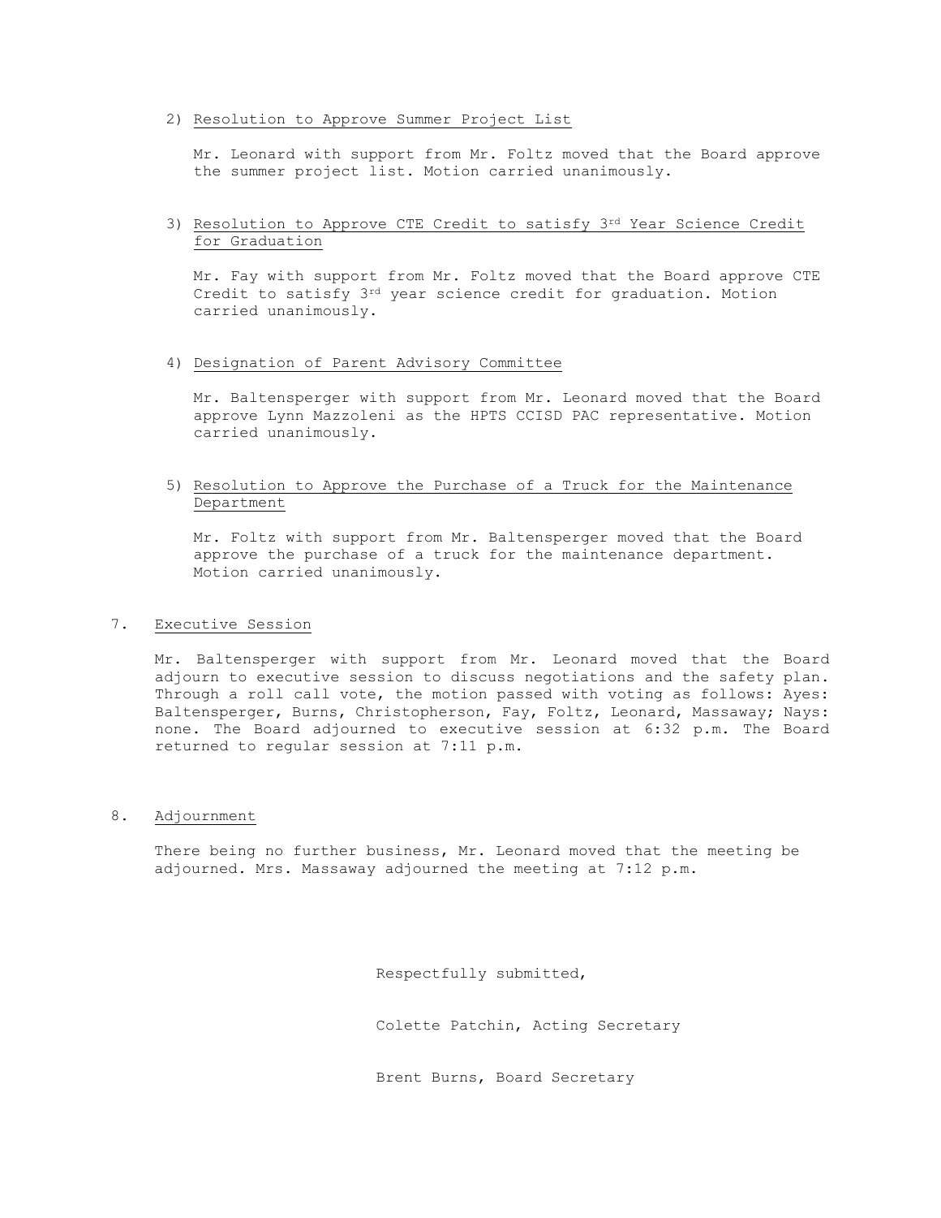2) Resolution to Approve Summer Project List

   Mr. Leonard with support from Mr. Foltz moved that the Board approve the summer project list. Motion carried unanimously.

3) Resolution to Approve CTE Credit to satisfy 3rd Year Science Credit for Graduation

   Mr. Fay with support from Mr. Foltz moved that the Board approve CTE Credit to satisfy 3rd year science credit for graduation. Motion carried unanimously.

4) Designation of Parent Advisory Committee

   Mr. Baltensperger with support from Mr. Leonard moved that the Board approve Lynn Mazzoleni as the HPTS CCISD PAC representative. Motion carried unanimously.

5) Resolution to Approve the Purchase of a Truck for the Maintenance Department

   Mr. Foltz with support from Mr. Baltensperger moved that the Board approve the purchase of a truck for the maintenance department. Motion carried unanimously.

7. Executive Session

Mr. Baltensperger with support from Mr. Leonard moved that the Board adjourn to executive session to discuss negotiations and the safety plan. Through a roll call vote, the motion passed with voting as follows: Ayes: Baltensperger, Burns, Christopherson, Fay, Foltz, Leonard, Massaway; Nays: none. The Board adjourned to executive session at 6:32 p.m. The Board returned to regular session at 7:11 p.m.

8. Adjournment

There being no further business, Mr. Leonard moved that the meeting be adjourned. Mrs. Massaway adjourned the meeting at 7:12 p.m.

Respectfully submitted,

Colette Patchin, Acting Secretary

Brent Burns, Board Secretary